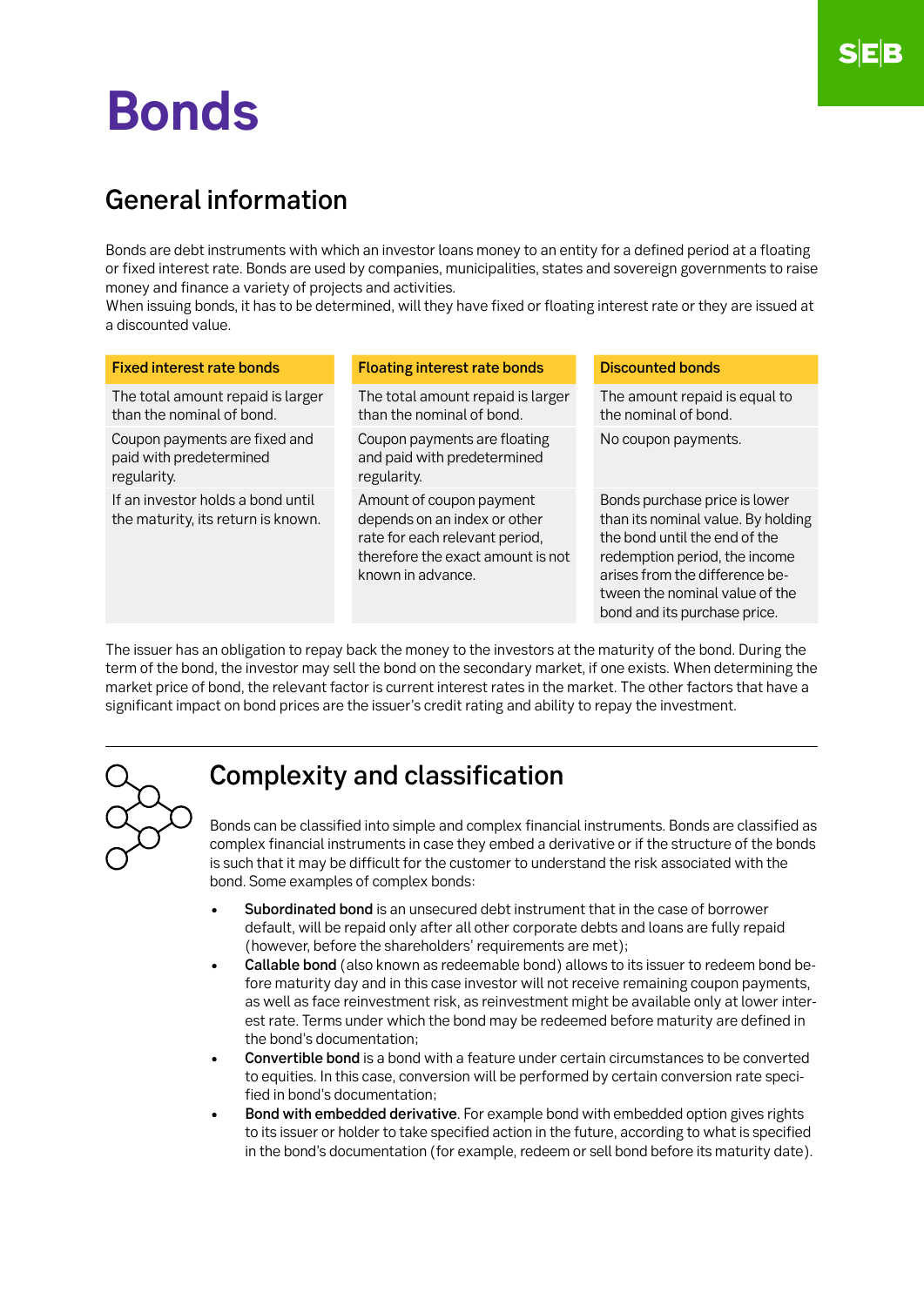# Bonds

## General information

Bonds are debt instruments with which an investor loans money to an entity for a defined period at a floating or fixed interest rate. Bonds are used by companies, municipalities, states and sovereign governments to raise money and finance a variety of projects and activities.
When issuing bonds, it has to be determined, will they have fixed or floating interest rate or they are issued at a discounted value.

| Fixed interest rate bonds | Floating interest rate bonds | Discounted bonds |
|---|---|---|
| The total amount repaid is larger than the nominal of bond. | The total amount repaid is larger than the nominal of bond. | The amount repaid is equal to the nominal of bond. |
| Coupon payments are fixed and paid with predetermined regularity. | Coupon payments are floating and paid with predetermined regularity. | No coupon payments. |
| If an investor holds a bond until the maturity, its return is known. | Amount of coupon payment depends on an index or other rate for each relevant period, therefore the exact amount is not known in advance. | Bonds purchase price is lower than its nominal value. By holding the bond until the end of the redemption period, the income arises from the difference between the nominal value of the bond and its purchase price. |

The issuer has an obligation to repay back the money to the investors at the maturity of the bond. During the term of the bond, the investor may sell the bond on the secondary market, if one exists. When determining the market price of bond, the relevant factor is current interest rates in the market. The other factors that have a significant impact on bond prices are the issuer's credit rating and ability to repay the investment.

## Complexity and classification

Bonds can be classified into simple and complex financial instruments. Bonds are classified as complex financial instruments in case they embed a derivative or if the structure of the bonds is such that it may be difficult for the customer to understand the risk associated with the bond. Some examples of complex bonds:

- **Subordinated bond** is an unsecured debt instrument that in the case of borrower default, will be repaid only after all other corporate debts and loans are fully repaid (however, before the shareholders' requirements are met);
- **Callable bond** (also known as redeemable bond) allows to its issuer to redeem bond before maturity day and in this case investor will not receive remaining coupon payments, as well as face reinvestment risk, as reinvestment might be available only at lower interest rate. Terms under which the bond may be redeemed before maturity are defined in the bond's documentation;
- **Convertible bond** is a bond with a feature under certain circumstances to be converted to equities. In this case, conversion will be performed by certain conversion rate specified in bond's documentation;
- **Bond with embedded derivative**. For example bond with embedded option gives rights to its issuer or holder to take specified action in the future, according to what is specified in the bond's documentation (for example, redeem or sell bond before its maturity date).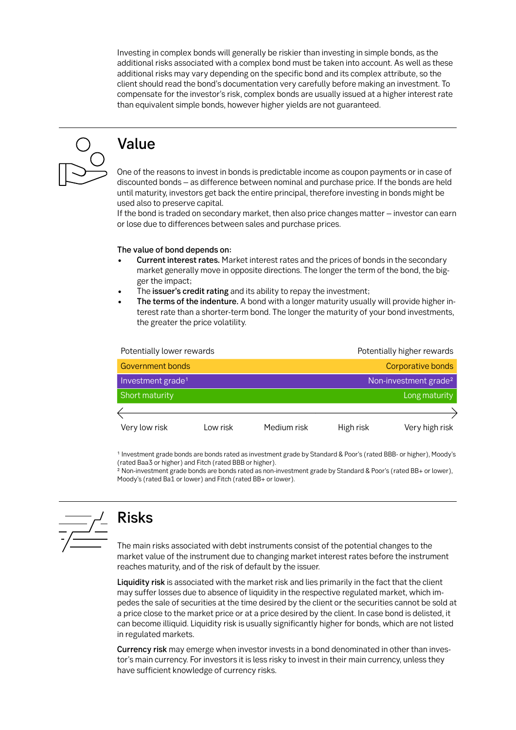Investing in complex bonds will generally be riskier than investing in simple bonds, as the additional risks associated with a complex bond must be taken into account. As well as these additional risks may vary depending on the specific bond and its complex attribute, so the client should read the bond's documentation very carefully before making an investment. To compensate for the investor's risk, complex bonds are usually issued at a higher interest rate than equivalent simple bonds, however higher yields are not guaranteed.

## Value

One of the reasons to invest in bonds is predictable income as coupon payments or in case of discounted bonds – as difference between nominal and purchase price. If the bonds are held until maturity, investors get back the entire principal, therefore investing in bonds might be used also to preserve capital.
If the bond is traded on secondary market, then also price changes matter – investor can earn or lose due to differences between sales and purchase prices.

**The value of bond depends on:**

- **Current interest rates.** Market interest rates and the prices of bonds in the secondary market generally move in opposite directions. The longer the term of the bond, the bigger the impact;
- The **issuer's credit rating** and its ability to repay the investment;
- **The terms of the indenture.** A bond with a longer maturity usually will provide higher interest rate than a shorter-term bond. The longer the maturity of your bond investments, the greater the price volatility.

| Potentially lower rewards | Potentially higher rewards |
|---|---|
| Government bonds | Corporative bonds |
| Investment grade[1] | Non-investment grade[2] |
| Short maturity | Long maturity |

Very low risk — Low risk — Medium risk — High risk — Very high risk

[1] Investment grade bonds are bonds rated as investment grade by Standard & Poor's (rated BBB- or higher), Moody's (rated Baa3 or higher) and Fitch (rated BBB or higher).
[2] Non-investment grade bonds are bonds rated as non-investment grade by Standard & Poor's (rated BB+ or lower), Moody's (rated Ba1 or lower) and Fitch (rated BB+ or lower).

## Risks

The main risks associated with debt instruments consist of the potential changes to the market value of the instrument due to changing market interest rates before the instrument reaches maturity, and of the risk of default by the issuer.

**Liquidity risk** is associated with the market risk and lies primarily in the fact that the client may suffer losses due to absence of liquidity in the respective regulated market, which impedes the sale of securities at the time desired by the client or the securities cannot be sold at a price close to the market price or at a price desired by the client. In case bond is delisted, it can become illiquid. Liquidity risk is usually significantly higher for bonds, which are not listed in regulated markets.

**Currency risk** may emerge when investor invests in a bond denominated in other than investor's main currency. For investors it is less risky to invest in their main currency, unless they have sufficient knowledge of currency risks.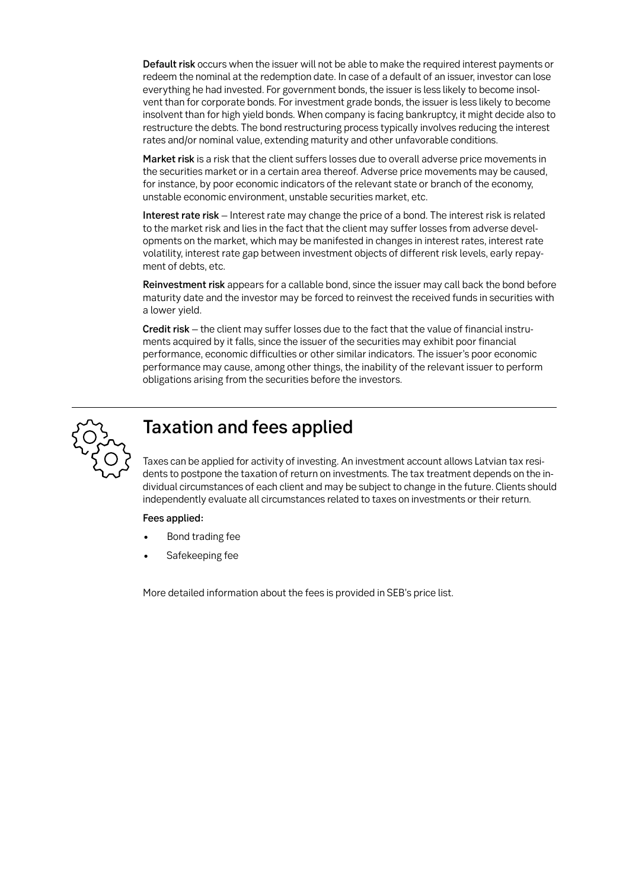**Default risk** occurs when the issuer will not be able to make the required interest payments or redeem the nominal at the redemption date. In case of a default of an issuer, investor can lose everything he had invested. For government bonds, the issuer is less likely to become insolvent than for corporate bonds. For investment grade bonds, the issuer is less likely to become insolvent than for high yield bonds. When company is facing bankruptcy, it might decide also to restructure the debts. The bond restructuring process typically involves reducing the interest rates and/or nominal value, extending maturity and other unfavorable conditions.

**Market risk** is a risk that the client suffers losses due to overall adverse price movements in the securities market or in a certain area thereof. Adverse price movements may be caused, for instance, by poor economic indicators of the relevant state or branch of the economy, unstable economic environment, unstable securities market, etc.

**Interest rate risk** – Interest rate may change the price of a bond. The interest risk is related to the market risk and lies in the fact that the client may suffer losses from adverse developments on the market, which may be manifested in changes in interest rates, interest rate volatility, interest rate gap between investment objects of different risk levels, early repayment of debts, etc.

**Reinvestment risk** appears for a callable bond, since the issuer may call back the bond before maturity date and the investor may be forced to reinvest the received funds in securities with a lower yield.

**Credit risk** – the client may suffer losses due to the fact that the value of financial instruments acquired by it falls, since the issuer of the securities may exhibit poor financial performance, economic difficulties or other similar indicators. The issuer's poor economic performance may cause, among other things, the inability of the relevant issuer to perform obligations arising from the securities before the investors.

## Taxation and fees applied

Taxes can be applied for activity of investing. An investment account allows Latvian tax residents to postpone the taxation of return on investments. The tax treatment depends on the individual circumstances of each client and may be subject to change in the future. Clients should independently evaluate all circumstances related to taxes on investments or their return.

**Fees applied:**

- Bond trading fee
- Safekeeping fee

More detailed information about the fees is provided in SEB's price list.